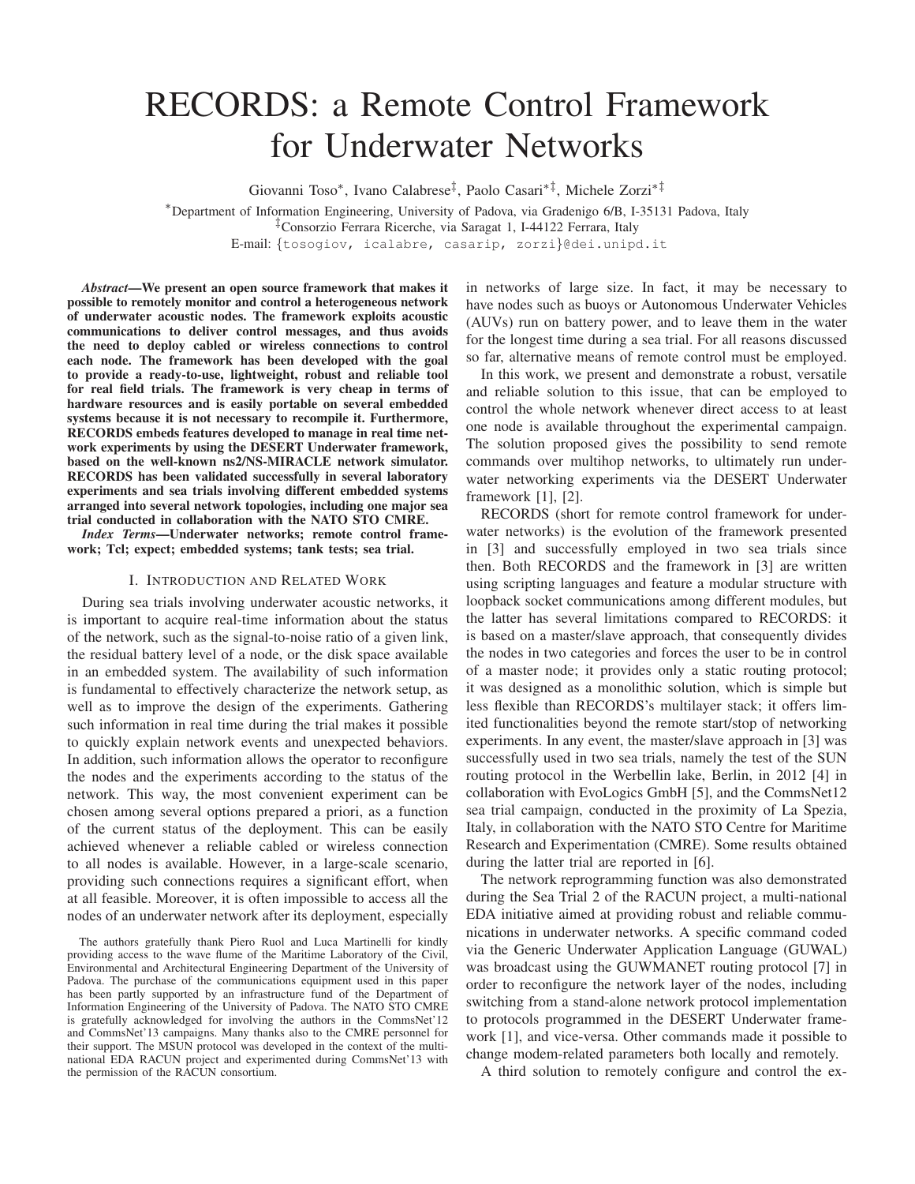# RECORDS: a Remote Control Framework for Underwater Networks

Giovanni Toso[*], Ivano Calabrese[‡], Paolo Casari[*‡], Michele Zorzi[*‡]

[*]Department of Information Engineering, University of Padova, via Gradenigo 6/B, I-35131 Padova, Italy
[‡]Consorzio Ferrara Ricerche, via Saragat 1, I-44122 Ferrara, Italy
E-mail: {tosogiov, icalabre, casarip, zorzi}@dei.unipd.it

***Abstract*—We present an open source framework that makes it possible to remotely monitor and control a heterogeneous network of underwater acoustic nodes. The framework exploits acoustic communications to deliver control messages, and thus avoids the need to deploy cabled or wireless connections to control each node. The framework has been developed with the goal to provide a ready-to-use, lightweight, robust and reliable tool for real field trials. The framework is very cheap in terms of hardware resources and is easily portable on several embedded systems because it is not necessary to recompile it. Furthermore, RECORDS embeds features developed to manage in real time network experiments by using the DESERT Underwater framework, based on the well-known ns2/NS-MIRACLE network simulator. RECORDS has been validated successfully in several laboratory experiments and sea trials involving different embedded systems arranged into several network topologies, including one major sea trial conducted in collaboration with the NATO STO CMRE.**

***Index Terms*—Underwater networks; remote control framework; Tcl; expect; embedded systems; tank tests; sea trial.**

## I. Introduction and Related Work

During sea trials involving underwater acoustic networks, it is important to acquire real-time information about the status of the network, such as the signal-to-noise ratio of a given link, the residual battery level of a node, or the disk space available in an embedded system. The availability of such information is fundamental to effectively characterize the network setup, as well as to improve the design of the experiments. Gathering such information in real time during the trial makes it possible to quickly explain network events and unexpected behaviors. In addition, such information allows the operator to reconfigure the nodes and the experiments according to the status of the network. This way, the most convenient experiment can be chosen among several options prepared a priori, as a function of the current status of the deployment. This can be easily achieved whenever a reliable cabled or wireless connection to all nodes is available. However, in a large-scale scenario, providing such connections requires a significant effort, when at all feasible. Moreover, it is often impossible to access all the nodes of an underwater network after its deployment, especially in networks of large size. In fact, it may be necessary to have nodes such as buoys or Autonomous Underwater Vehicles (AUVs) run on battery power, and to leave them in the water for the longest time during a sea trial. For all reasons discussed so far, alternative means of remote control must be employed.

In this work, we present and demonstrate a robust, versatile and reliable solution to this issue, that can be employed to control the whole network whenever direct access to at least one node is available throughout the experimental campaign. The solution proposed gives the possibility to send remote commands over multihop networks, to ultimately run underwater networking experiments via the DESERT Underwater framework [1], [2].

RECORDS (short for remote control framework for underwater networks) is the evolution of the framework presented in [3] and successfully employed in two sea trials since then. Both RECORDS and the framework in [3] are written using scripting languages and feature a modular structure with loopback socket communications among different modules, but the latter has several limitations compared to RECORDS: it is based on a master/slave approach, that consequently divides the nodes in two categories and forces the user to be in control of a master node; it provides only a static routing protocol; it was designed as a monolithic solution, which is simple but less flexible than RECORDS's multilayer stack; it offers limited functionalities beyond the remote start/stop of networking experiments. In any event, the master/slave approach in [3] was successfully used in two sea trials, namely the test of the SUN routing protocol in the Werbellin lake, Berlin, in 2012 [4] in collaboration with EvoLogics GmbH [5], and the CommsNet12 sea trial campaign, conducted in the proximity of La Spezia, Italy, in collaboration with the NATO STO Centre for Maritime Research and Experimentation (CMRE). Some results obtained during the latter trial are reported in [6].

The network reprogramming function was also demonstrated during the Sea Trial 2 of the RACUN project, a multi-national EDA initiative aimed at providing robust and reliable communications in underwater networks. A specific command coded via the Generic Underwater Application Language (GUWAL) was broadcast using the GUWMANET routing protocol [7] in order to reconfigure the network layer of the nodes, including switching from a stand-alone network protocol implementation to protocols programmed in the DESERT Underwater framework [1], and vice-versa. Other commands made it possible to change modem-related parameters both locally and remotely.

A third solution to remotely configure and control the ex-

The authors gratefully thank Piero Ruol and Luca Martinelli for kindly providing access to the wave flume of the Maritime Laboratory of the Civil, Environmental and Architectural Engineering Department of the University of Padova. The purchase of the communications equipment used in this paper has been partly supported by an infrastructure fund of the Department of Information Engineering of the University of Padova. The NATO STO CMRE is gratefully acknowledged for involving the authors in the CommsNet'12 and CommsNet'13 campaigns. Many thanks also to the CMRE personnel for their support. The MSUN protocol was developed in the context of the multinational EDA RACUN project and experimented during CommsNet'13 with the permission of the RACUN consortium.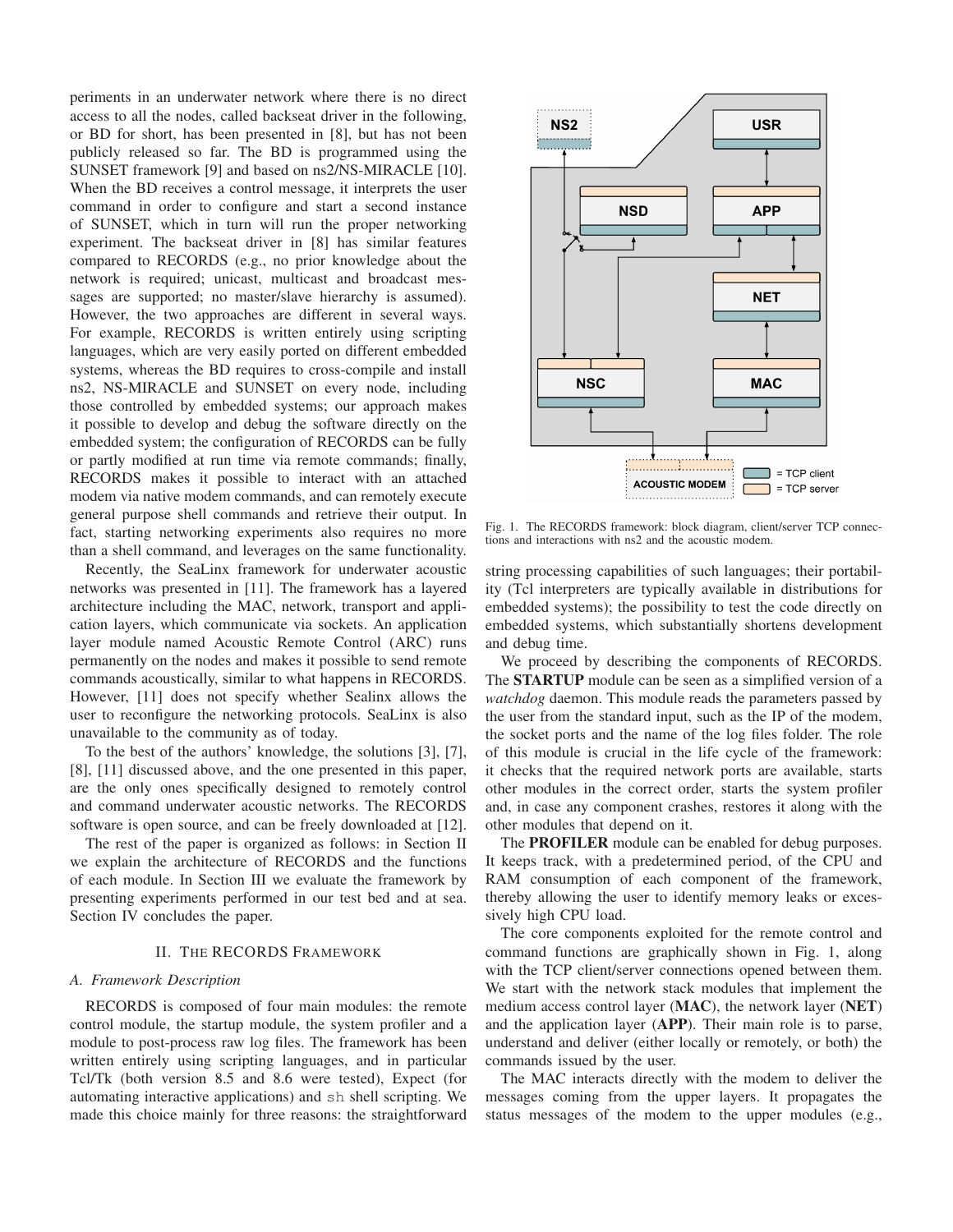periments in an underwater network where there is no direct access to all the nodes, called backseat driver in the following, or BD for short, has been presented in [8], but has not been publicly released so far. The BD is programmed using the SUNSET framework [9] and based on ns2/NS-MIRACLE [10]. When the BD receives a control message, it interprets the user command in order to configure and start a second instance of SUNSET, which in turn will run the proper networking experiment. The backseat driver in [8] has similar features compared to RECORDS (e.g., no prior knowledge about the network is required; unicast, multicast and broadcast messages are supported; no master/slave hierarchy is assumed). However, the two approaches are different in several ways. For example, RECORDS is written entirely using scripting languages, which are very easily ported on different embedded systems, whereas the BD requires to cross-compile and install ns2, NS-MIRACLE and SUNSET on every node, including those controlled by embedded systems; our approach makes it possible to develop and debug the software directly on the embedded system; the configuration of RECORDS can be fully or partly modified at run time via remote commands; finally, RECORDS makes it possible to interact with an attached modem via native modem commands, and can remotely execute general purpose shell commands and retrieve their output. In fact, starting networking experiments also requires no more than a shell command, and leverages on the same functionality.

Recently, the SeaLinx framework for underwater acoustic networks was presented in [11]. The framework has a layered architecture including the MAC, network, transport and application layers, which communicate via sockets. An application layer module named Acoustic Remote Control (ARC) runs permanently on the nodes and makes it possible to send remote commands acoustically, similar to what happens in RECORDS. However, [11] does not specify whether Sealinx allows the user to reconfigure the networking protocols. SeaLinx is also unavailable to the community as of today.

To the best of the authors' knowledge, the solutions [3], [7], [8], [11] discussed above, and the one presented in this paper, are the only ones specifically designed to remotely control and command underwater acoustic networks. The RECORDS software is open source, and can be freely downloaded at [12].

The rest of the paper is organized as follows: in Section II we explain the architecture of RECORDS and the functions of each module. In Section III we evaluate the framework by presenting experiments performed in our test bed and at sea. Section IV concludes the paper.

## II. The RECORDS Framework

### A. Framework Description

RECORDS is composed of four main modules: the remote control module, the startup module, the system profiler and a module to post-process raw log files. The framework has been written entirely using scripting languages, and in particular Tcl/Tk (both version 8.5 and 8.6 were tested), Expect (for automating interactive applications) and `sh` shell scripting. We made this choice mainly for three reasons: the straightforward string processing capabilities of such languages; their portability (Tcl interpreters are typically available in distributions for embedded systems); the possibility to test the code directly on embedded systems, which substantially shortens development and debug time.

Fig. 1. The RECORDS framework: block diagram, client/server TCP connections and interactions with ns2 and the acoustic modem.

We proceed by describing the components of RECORDS. The **STARTUP** module can be seen as a simplified version of a *watchdog* daemon. This module reads the parameters passed by the user from the standard input, such as the IP of the modem, the socket ports and the name of the log files folder. The role of this module is crucial in the life cycle of the framework: it checks that the required network ports are available, starts other modules in the correct order, starts the system profiler and, in case any component crashes, restores it along with the other modules that depend on it.

The **PROFILER** module can be enabled for debug purposes. It keeps track, with a predetermined period, of the CPU and RAM consumption of each component of the framework, thereby allowing the user to identify memory leaks or excessively high CPU load.

The core components exploited for the remote control and command functions are graphically shown in Fig. 1, along with the TCP client/server connections opened between them. We start with the network stack modules that implement the medium access control layer (**MAC**), the network layer (**NET**) and the application layer (**APP**). Their main role is to parse, understand and deliver (either locally or remotely, or both) the commands issued by the user.

The MAC interacts directly with the modem to deliver the messages coming from the upper layers. It propagates the status messages of the modem to the upper modules (e.g.,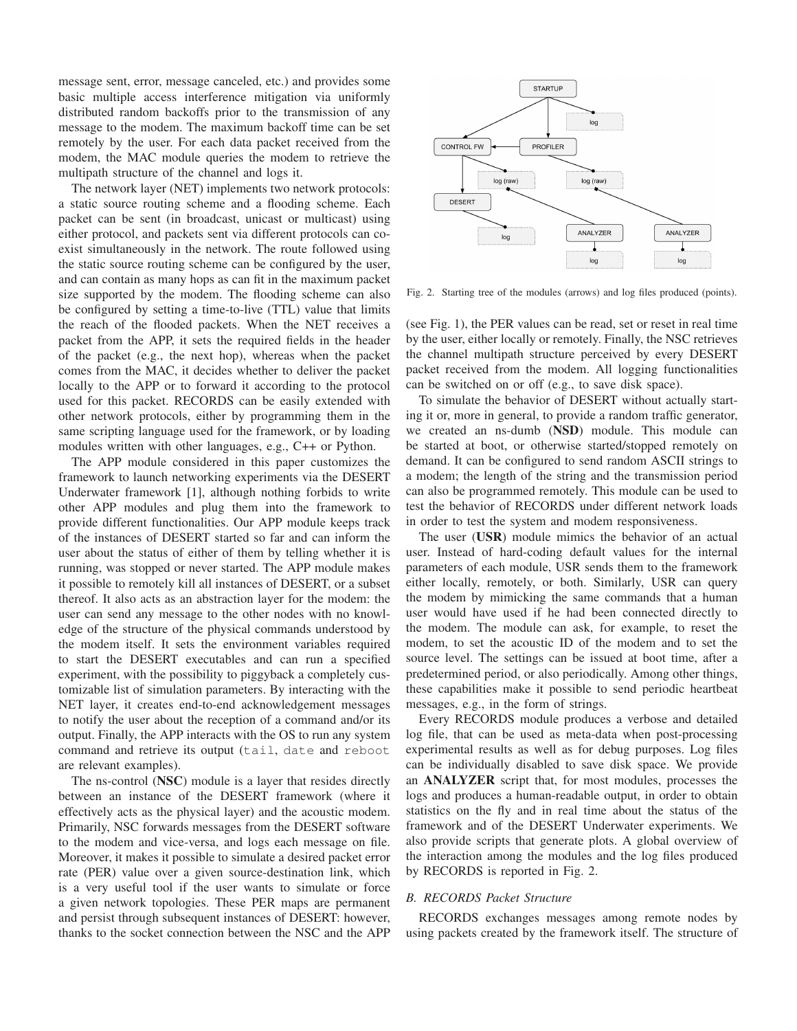message sent, error, message canceled, etc.) and provides some basic multiple access interference mitigation via uniformly distributed random backoffs prior to the transmission of any message to the modem. The maximum backoff time can be set remotely by the user. For each data packet received from the modem, the MAC module queries the modem to retrieve the multipath structure of the channel and logs it.

The network layer (NET) implements two network protocols: a static source routing scheme and a flooding scheme. Each packet can be sent (in broadcast, unicast or multicast) using either protocol, and packets sent via different protocols can co-exist simultaneously in the network. The route followed using the static source routing scheme can be configured by the user, and can contain as many hops as can fit in the maximum packet size supported by the modem. The flooding scheme can also be configured by setting a time-to-live (TTL) value that limits the reach of the flooded packets. When the NET receives a packet from the APP, it sets the required fields in the header of the packet (e.g., the next hop), whereas when the packet comes from the MAC, it decides whether to deliver the packet locally to the APP or to forward it according to the protocol used for this packet. RECORDS can be easily extended with other network protocols, either by programming them in the same scripting language used for the framework, or by loading modules written with other languages, e.g., C++ or Python.

The APP module considered in this paper customizes the framework to launch networking experiments via the DESERT Underwater framework [1], although nothing forbids to write other APP modules and plug them into the framework to provide different functionalities. Our APP module keeps track of the instances of DESERT started so far and can inform the user about the status of either of them by telling whether it is running, was stopped or never started. The APP module makes it possible to remotely kill all instances of DESERT, or a subset thereof. It also acts as an abstraction layer for the modem: the user can send any message to the other nodes with no knowledge of the structure of the physical commands understood by the modem itself. It sets the environment variables required to start the DESERT executables and can run a specified experiment, with the possibility to piggyback a completely customizable list of simulation parameters. By interacting with the NET layer, it creates end-to-end acknowledgement messages to notify the user about the reception of a command and/or its output. Finally, the APP interacts with the OS to run any system command and retrieve its output (`tail`, `date` and `reboot` are relevant examples).

The ns-control (**NSC**) module is a layer that resides directly between an instance of the DESERT framework (where it effectively acts as the physical layer) and the acoustic modem. Primarily, NSC forwards messages from the DESERT software to the modem and vice-versa, and logs each message on file. Moreover, it makes it possible to simulate a desired packet error rate (PER) value over a given source-destination link, which is a very useful tool if the user wants to simulate or force a given network topologies. These PER maps are permanent and persist through subsequent instances of DESERT: however, thanks to the socket connection between the NSC and the APP (see Fig. 1), the PER values can be read, set or reset in real time by the user, either locally or remotely. Finally, the NSC retrieves the channel multipath structure perceived by every DESERT packet received from the modem. All logging functionalities can be switched on or off (e.g., to save disk space).

STARTUP
log
CONTROL FW
PROFILER
log (raw)
log (raw)
DESERT
log
ANALYZER
ANALYZER
log
log

Fig. 2. Starting tree of the modules (arrows) and log files produced (points).

To simulate the behavior of DESERT without actually starting it or, more in general, to provide a random traffic generator, we created an ns-dumb (**NSD**) module. This module can be started at boot, or otherwise started/stopped remotely on demand. It can be configured to send random ASCII strings to a modem; the length of the string and the transmission period can also be programmed remotely. This module can be used to test the behavior of RECORDS under different network loads in order to test the system and modem responsiveness.

The user (**USR**) module mimics the behavior of an actual user. Instead of hard-coding default values for the internal parameters of each module, USR sends them to the framework either locally, remotely, or both. Similarly, USR can query the modem by mimicking the same commands that a human user would have used if he had been connected directly to the modem. The module can ask, for example, to reset the modem, to set the acoustic ID of the modem and to set the source level. The settings can be issued at boot time, after a predetermined period, or also periodically. Among other things, these capabilities make it possible to send periodic heartbeat messages, e.g., in the form of strings.

Every RECORDS module produces a verbose and detailed log file, that can be used as meta-data when post-processing experimental results as well as for debug purposes. Log files can be individually disabled to save disk space. We provide an **ANALYZER** script that, for most modules, processes the logs and produces a human-readable output, in order to obtain statistics on the fly and in real time about the status of the framework and of the DESERT Underwater experiments. We also provide scripts that generate plots. A global overview of the interaction among the modules and the log files produced by RECORDS is reported in Fig. 2.

### *B. RECORDS Packet Structure*

RECORDS exchanges messages among remote nodes by using packets created by the framework itself. The structure of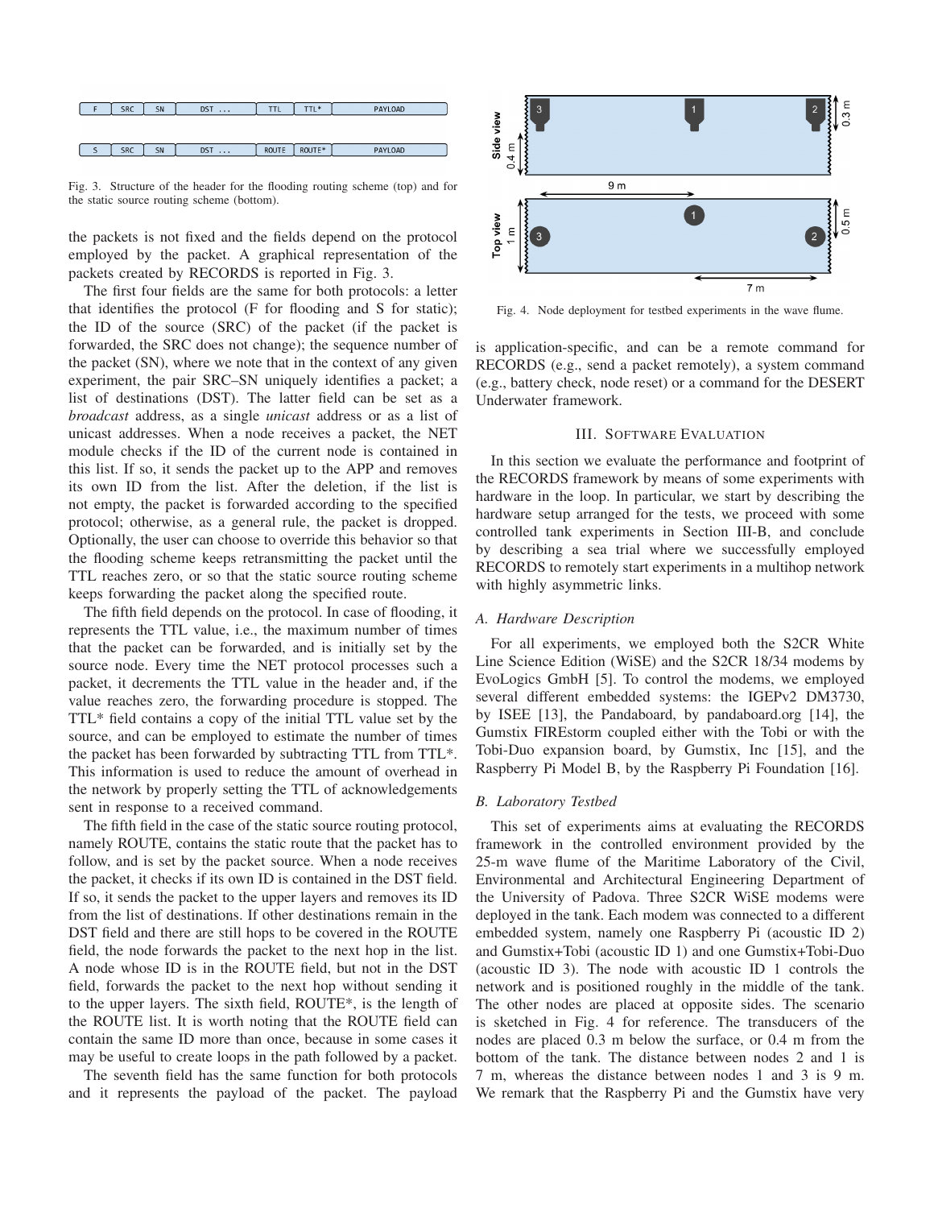Fig. 3. Structure of the header for the flooding routing scheme (top) and for the static source routing scheme (bottom).

the packets is not fixed and the fields depend on the protocol employed by the packet. A graphical representation of the packets created by RECORDS is reported in Fig. 3.

The first four fields are the same for both protocols: a letter that identifies the protocol (F for flooding and S for static); the ID of the source (SRC) of the packet (if the packet is forwarded, the SRC does not change); the sequence number of the packet (SN), where we note that in the context of any given experiment, the pair SRC–SN uniquely identifies a packet; a list of destinations (DST). The latter field can be set as a *broadcast* address, as a single *unicast* address or as a list of unicast addresses. When a node receives a packet, the NET module checks if the ID of the current node is contained in this list. If so, it sends the packet up to the APP and removes its own ID from the list. After the deletion, if the list is not empty, the packet is forwarded according to the specified protocol; otherwise, as a general rule, the packet is dropped. Optionally, the user can choose to override this behavior so that the flooding scheme keeps retransmitting the packet until the TTL reaches zero, or so that the static source routing scheme keeps forwarding the packet along the specified route.

The fifth field depends on the protocol. In case of flooding, it represents the TTL value, i.e., the maximum number of times that the packet can be forwarded, and is initially set by the source node. Every time the NET protocol processes such a packet, it decrements the TTL value in the header and, if the value reaches zero, the forwarding procedure is stopped. The TTL* field contains a copy of the initial TTL value set by the source, and can be employed to estimate the number of times the packet has been forwarded by subtracting TTL from TTL*. This information is used to reduce the amount of overhead in the network by properly setting the TTL of acknowledgements sent in response to a received command.

The fifth field in the case of the static source routing protocol, namely ROUTE, contains the static route that the packet has to follow, and is set by the packet source. When a node receives the packet, it checks if its own ID is contained in the DST field. If so, it sends the packet to the upper layers and removes its ID from the list of destinations. If other destinations remain in the DST field and there are still hops to be covered in the ROUTE field, the node forwards the packet to the next hop in the list. A node whose ID is in the ROUTE field, but not in the DST field, forwards the packet to the next hop without sending it to the upper layers. The sixth field, ROUTE*, is the length of the ROUTE list. It is worth noting that the ROUTE field can contain the same ID more than once, because in some cases it may be useful to create loops in the path followed by a packet.

The seventh field has the same function for both protocols and it represents the payload of the packet. The payload is application-specific, and can be a remote command for RECORDS (e.g., send a packet remotely), a system command (e.g., battery check, node reset) or a command for the DESERT Underwater framework.

Fig. 4. Node deployment for testbed experiments in the wave flume.

## III. Software Evaluation

In this section we evaluate the performance and footprint of the RECORDS framework by means of some experiments with hardware in the loop. In particular, we start by describing the hardware setup arranged for the tests, we proceed with some controlled tank experiments in Section III-B, and conclude by describing a sea trial where we successfully employed RECORDS to remotely start experiments in a multihop network with highly asymmetric links.

### A. Hardware Description

For all experiments, we employed both the S2CR White Line Science Edition (WiSE) and the S2CR 18/34 modems by EvoLogics GmbH [5]. To control the modems, we employed several different embedded systems: the IGEPv2 DM3730, by ISEE [13], the Pandaboard, by pandaboard.org [14], the Gumstix FIREstorm coupled either with the Tobi or with the Tobi-Duo expansion board, by Gumstix, Inc [15], and the Raspberry Pi Model B, by the Raspberry Pi Foundation [16].

### B. Laboratory Testbed

This set of experiments aims at evaluating the RECORDS framework in the controlled environment provided by the 25-m wave flume of the Maritime Laboratory of the Civil, Environmental and Architectural Engineering Department of the University of Padova. Three S2CR WiSE modems were deployed in the tank. Each modem was connected to a different embedded system, namely one Raspberry Pi (acoustic ID 2) and Gumstix+Tobi (acoustic ID 1) and one Gumstix+Tobi-Duo (acoustic ID 3). The node with acoustic ID 1 controls the network and is positioned roughly in the middle of the tank. The other nodes are placed at opposite sides. The scenario is sketched in Fig. 4 for reference. The transducers of the nodes are placed 0.3 m below the surface, or 0.4 m from the bottom of the tank. The distance between nodes 2 and 1 is 7 m, whereas the distance between nodes 1 and 3 is 9 m. We remark that the Raspberry Pi and the Gumstix have very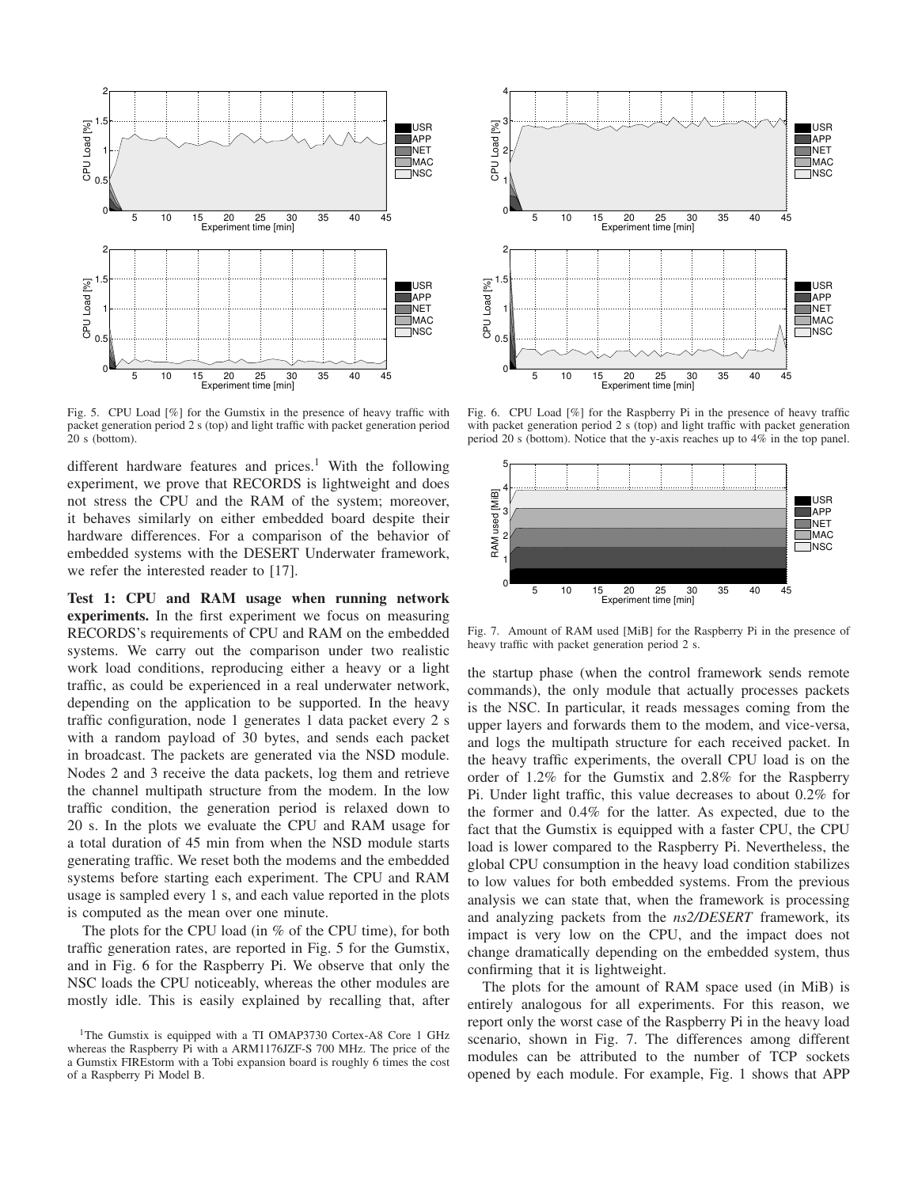Fig. 5. CPU Load [%] for the Gumstix in the presence of heavy traffic with packet generation period 2 s (top) and light traffic with packet generation period 20 s (bottom).

Fig. 6. CPU Load [%] for the Raspberry Pi in the presence of heavy traffic with packet generation period 2 s (top) and light traffic with packet generation period 20 s (bottom). Notice that the y-axis reaches up to 4% in the top panel.

different hardware features and prices.[1] With the following experiment, we prove that RECORDS is lightweight and does not stress the CPU and the RAM of the system; moreover, it behaves similarly on either embedded board despite their hardware differences. For a comparison of the behavior of embedded systems with the DESERT Underwater framework, we refer the interested reader to [17].

**Test 1: CPU and RAM usage when running network experiments.** In the first experiment we focus on measuring RECORDS's requirements of CPU and RAM on the embedded systems. We carry out the comparison under two realistic work load conditions, reproducing either a heavy or a light traffic, as could be experienced in a real underwater network, depending on the application to be supported. In the heavy traffic configuration, node 1 generates 1 data packet every 2 s with a random payload of 30 bytes, and sends each packet in broadcast. The packets are generated via the NSD module. Nodes 2 and 3 receive the data packets, log them and retrieve the channel multipath structure from the modem. In the low traffic condition, the generation period is relaxed down to 20 s. In the plots we evaluate the CPU and RAM usage for a total duration of 45 min from when the NSD module starts generating traffic. We reset both the modems and the embedded systems before starting each experiment. The CPU and RAM usage is sampled every 1 s, and each value reported in the plots is computed as the mean over one minute.

The plots for the CPU load (in % of the CPU time), for both traffic generation rates, are reported in Fig. 5 for the Gumstix, and in Fig. 6 for the Raspberry Pi. We observe that only the NSC loads the CPU noticeably, whereas the other modules are mostly idle. This is easily explained by recalling that, after

[1]The Gumstix is equipped with a TI OMAP3730 Cortex-A8 Core 1 GHz whereas the Raspberry Pi with a ARM1176JZF-S 700 MHz. The price of the a Gumstix FIREstorm with a Tobi expansion board is roughly 6 times the cost of a Raspberry Pi Model B.

Fig. 7. Amount of RAM used [MiB] for the Raspberry Pi in the presence of heavy traffic with packet generation period 2 s.

the startup phase (when the control framework sends remote commands), the only module that actually processes packets is the NSC. In particular, it reads messages coming from the upper layers and forwards them to the modem, and vice-versa, and logs the multipath structure for each received packet. In the heavy traffic experiments, the overall CPU load is on the order of 1.2% for the Gumstix and 2.8% for the Raspberry Pi. Under light traffic, this value decreases to about 0.2% for the former and 0.4% for the latter. As expected, due to the fact that the Gumstix is equipped with a faster CPU, the CPU load is lower compared to the Raspberry Pi. Nevertheless, the global CPU consumption in the heavy load condition stabilizes to low values for both embedded systems. From the previous analysis we can state that, when the framework is processing and analyzing packets from the *ns2/DESERT* framework, its impact is very low on the CPU, and the impact does not change dramatically depending on the embedded system, thus confirming that it is lightweight.

The plots for the amount of RAM space used (in MiB) is entirely analogous for all experiments. For this reason, we report only the worst case of the Raspberry Pi in the heavy load scenario, shown in Fig. 7. The differences among different modules can be attributed to the number of TCP sockets opened by each module. For example, Fig. 1 shows that APP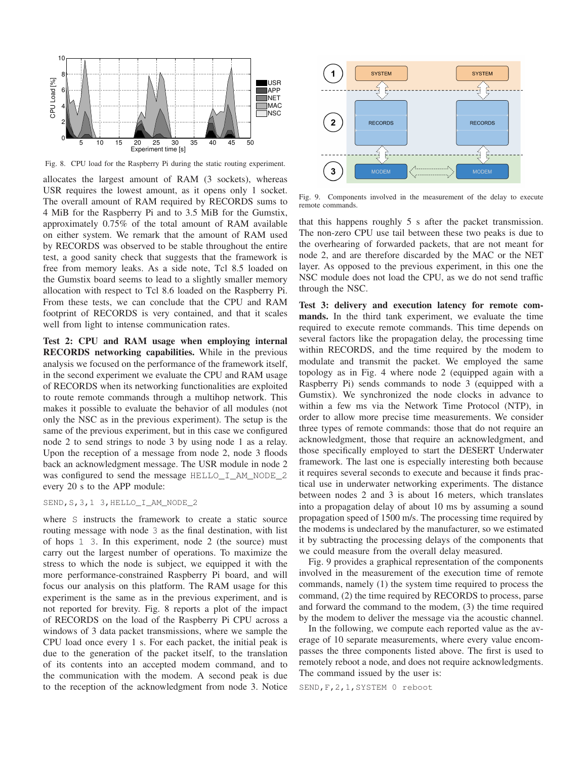Fig. 8. CPU load for the Raspberry Pi during the static routing experiment.

allocates the largest amount of RAM (3 sockets), whereas USR requires the lowest amount, as it opens only 1 socket. The overall amount of RAM required by RECORDS sums to 4 MiB for the Raspberry Pi and to 3.5 MiB for the Gumstix, approximately 0.75% of the total amount of RAM available on either system. We remark that the amount of RAM used by RECORDS was observed to be stable throughout the entire test, a good sanity check that suggests that the framework is free from memory leaks. As a side note, Tcl 8.5 loaded on the Gumstix board seems to lead to a slightly smaller memory allocation with respect to Tcl 8.6 loaded on the Raspberry Pi. From these tests, we can conclude that the CPU and RAM footprint of RECORDS is very contained, and that it scales well from light to intense communication rates.

**Test 2: CPU and RAM usage when employing internal RECORDS networking capabilities.** While in the previous analysis we focused on the performance of the framework itself, in the second experiment we evaluate the CPU and RAM usage of RECORDS when its networking functionalities are exploited to route remote commands through a multihop network. This makes it possible to evaluate the behavior of all modules (not only the NSC as in the previous experiment). The setup is the same of the previous experiment, but in this case we configured node 2 to send strings to node 3 by using node 1 as a relay. Upon the reception of a message from node 2, node 3 floods back an acknowledgment message. The USR module in node 2 was configured to send the message `HELLO_I_AM_NODE_2` every 20 s to the APP module:

```
SEND,S,3,1 3,HELLO_I_AM_NODE_2
```

where `S` instructs the framework to create a static source routing message with node `3` as the final destination, with list of hops `1 3`. In this experiment, node 2 (the source) must carry out the largest number of operations. To maximize the stress to which the node is subject, we equipped it with the more performance-constrained Raspberry Pi board, and will focus our analysis on this platform. The RAM usage for this experiment is the same as in the previous experiment, and is not reported for brevity. Fig. 8 reports a plot of the impact of RECORDS on the load of the Raspberry Pi CPU across a windows of 3 data packet transmissions, where we sample the CPU load once every 1 s. For each packet, the initial peak is due to the generation of the packet itself, to the translation of its contents into an accepted modem command, and to the communication with the modem. A second peak is due to the reception of the acknowledgment from node 3. Notice that this happens roughly 5 s after the packet transmission. The non-zero CPU use tail between these two peaks is due to the overhearing of forwarded packets, that are not meant for node 2, and are therefore discarded by the MAC or the NET layer. As opposed to the previous experiment, in this one the NSC module does not load the CPU, as we do not send traffic through the NSC.

Fig. 9. Components involved in the measurement of the delay to execute remote commands.

**Test 3: delivery and execution latency for remote commands.** In the third tank experiment, we evaluate the time required to execute remote commands. This time depends on several factors like the propagation delay, the processing time within RECORDS, and the time required by the modem to modulate and transmit the packet. We employed the same topology as in Fig. 4 where node 2 (equipped again with a Raspberry Pi) sends commands to node 3 (equipped with a Gumstix). We synchronized the node clocks in advance to within a few ms via the Network Time Protocol (NTP), in order to allow more precise time measurements. We consider three types of remote commands: those that do not require an acknowledgment, those that require an acknowledgment, and those specifically employed to start the DESERT Underwater framework. The last one is especially interesting both because it requires several seconds to execute and because it finds practical use in underwater networking experiments. The distance between nodes 2 and 3 is about 16 meters, which translates into a propagation delay of about 10 ms by assuming a sound propagation speed of 1500 m/s. The processing time required by the modems is undeclared by the manufacturer, so we estimated it by subtracting the processing delays of the components that we could measure from the overall delay measured.

Fig. 9 provides a graphical representation of the components involved in the measurement of the execution time of remote commands, namely (1) the system time required to process the command, (2) the time required by RECORDS to process, parse and forward the command to the modem, (3) the time required by the modem to deliver the message via the acoustic channel.

In the following, we compute each reported value as the average of 10 separate measurements, where every value encompasses the three components listed above. The first is used to remotely reboot a node, and does not require acknowledgments. The command issued by the user is:

```
SEND,F,2,1,SYSTEM 0 reboot
```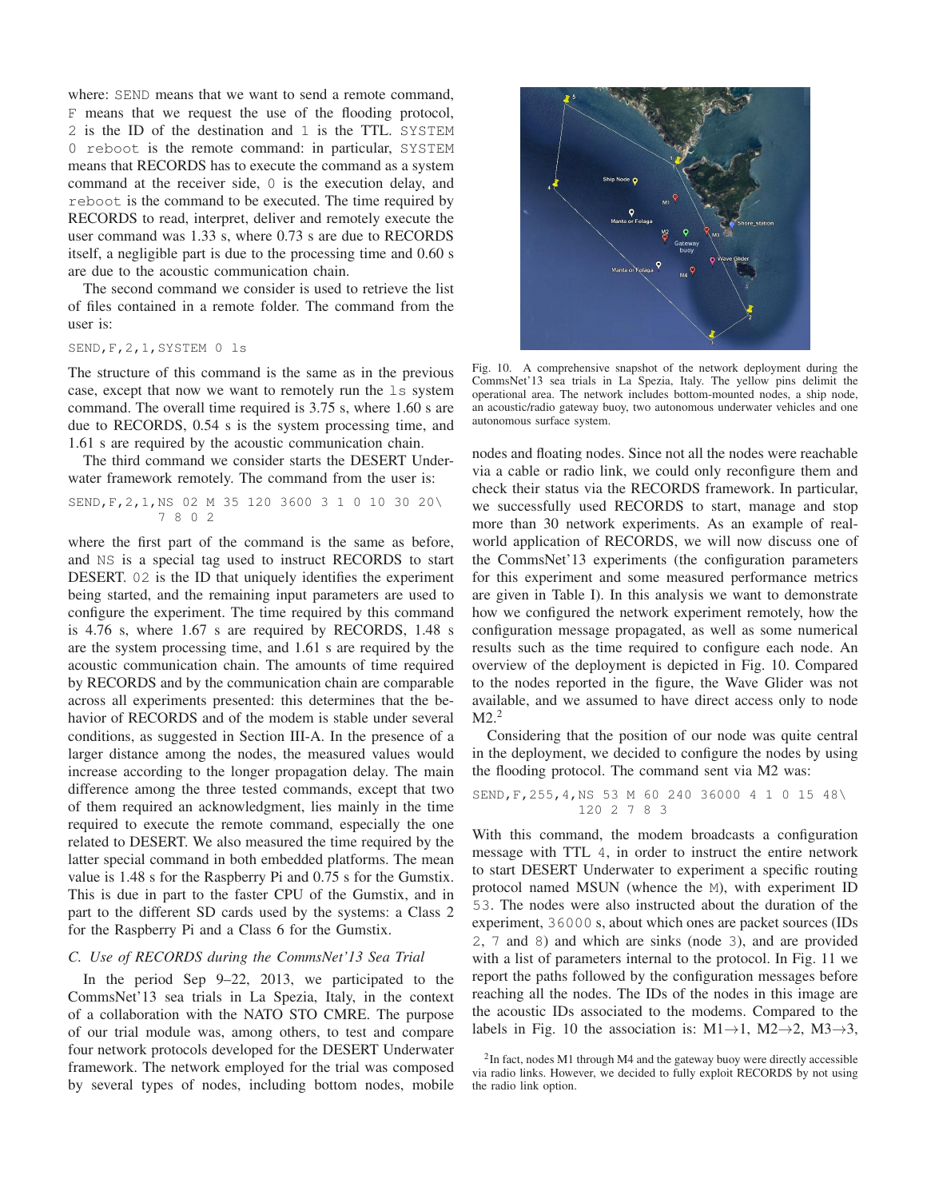where: SEND means that we want to send a remote command, F means that we request the use of the flooding protocol, 2 is the ID of the destination and 1 is the TTL. SYSTEM 0 reboot is the remote command: in particular, SYSTEM means that RECORDS has to execute the command as a system command at the receiver side, 0 is the execution delay, and reboot is the command to be executed. The time required by RECORDS to read, interpret, deliver and remotely execute the user command was 1.33 s, where 0.73 s are due to RECORDS itself, a negligible part is due to the processing time and 0.60 s are due to the acoustic communication chain.

The second command we consider is used to retrieve the list of files contained in a remote folder. The command from the user is:

```
SEND,F,2,1,SYSTEM 0 ls
```

The structure of this command is the same as in the previous case, except that now we want to remotely run the ls system command. The overall time required is 3.75 s, where 1.60 s are due to RECORDS, 0.54 s is the system processing time, and 1.61 s are required by the acoustic communication chain.

The third command we consider starts the DESERT Underwater framework remotely. The command from the user is:

```
SEND,F,2,1,NS 02 M 35 120 3600 3 1 0 10 30 20\
          7 8 0 2
```

where the first part of the command is the same as before, and NS is a special tag used to instruct RECORDS to start DESERT. 02 is the ID that uniquely identifies the experiment being started, and the remaining input parameters are used to configure the experiment. The time required by this command is 4.76 s, where 1.67 s are required by RECORDS, 1.48 s are the system processing time, and 1.61 s are required by the acoustic communication chain. The amounts of time required by RECORDS and by the communication chain are comparable across all experiments presented: this determines that the behavior of RECORDS and of the modem is stable under several conditions, as suggested in Section III-A. In the presence of a larger distance among the nodes, the measured values would increase according to the longer propagation delay. The main difference among the three tested commands, except that two of them required an acknowledgment, lies mainly in the time required to execute the remote command, especially the one related to DESERT. We also measured the time required by the latter special command in both embedded platforms. The mean value is 1.48 s for the Raspberry Pi and 0.75 s for the Gumstix. This is due in part to the faster CPU of the Gumstix, and in part to the different SD cards used by the systems: a Class 2 for the Raspberry Pi and a Class 6 for the Gumstix.

### C. Use of RECORDS during the CommsNet'13 Sea Trial

In the period Sep 9–22, 2013, we participated to the CommsNet'13 sea trials in La Spezia, Italy, in the context of a collaboration with the NATO STO CMRE. The purpose of our trial module was, among others, to test and compare four network protocols developed for the DESERT Underwater framework. The network employed for the trial was composed by several types of nodes, including bottom nodes, mobile nodes and floating nodes. Since not all the nodes were reachable via a cable or radio link, we could only reconfigure them and check their status via the RECORDS framework. In particular, we successfully used RECORDS to start, manage and stop more than 30 network experiments. As an example of real-world application of RECORDS, we will now discuss one of the CommsNet'13 experiments (the configuration parameters for this experiment and some measured performance metrics are given in Table I). In this analysis we want to demonstrate how we configured the network experiment remotely, how the configuration message propagated, as well as some numerical results such as the time required to configure each node. An overview of the deployment is depicted in Fig. 10. Compared to the nodes reported in the figure, the Wave Glider was not available, and we assumed to have direct access only to node M2.[2]

Fig. 10. A comprehensive snapshot of the network deployment during the CommsNet'13 sea trials in La Spezia, Italy. The yellow pins delimit the operational area. The network includes bottom-mounted nodes, a ship node, an acoustic/radio gateway buoy, two autonomous underwater vehicles and one autonomous surface system.

Considering that the position of our node was quite central in the deployment, we decided to configure the nodes by using the flooding protocol. The command sent via M2 was:

```
SEND,F,255,4,NS 53 M 60 240 36000 4 1 0 15 48\
          120 2 7 8 3
```

With this command, the modem broadcasts a configuration message with TTL 4, in order to instruct the entire network to start DESERT Underwater to experiment a specific routing protocol named MSUN (whence the M), with experiment ID 53. The nodes were also instructed about the duration of the experiment, 36000 s, about which ones are packet sources (IDs 2, 7 and 8) and which are sinks (node 3), and are provided with a list of parameters internal to the protocol. In Fig. 11 we report the paths followed by the configuration messages before reaching all the nodes. The IDs of the nodes in this image are the acoustic IDs associated to the modems. Compared to the labels in Fig. 10 the association is: M1→1, M2→2, M3→3,

[2] In fact, nodes M1 through M4 and the gateway buoy were directly accessible via radio links. However, we decided to fully exploit RECORDS by not using the radio link option.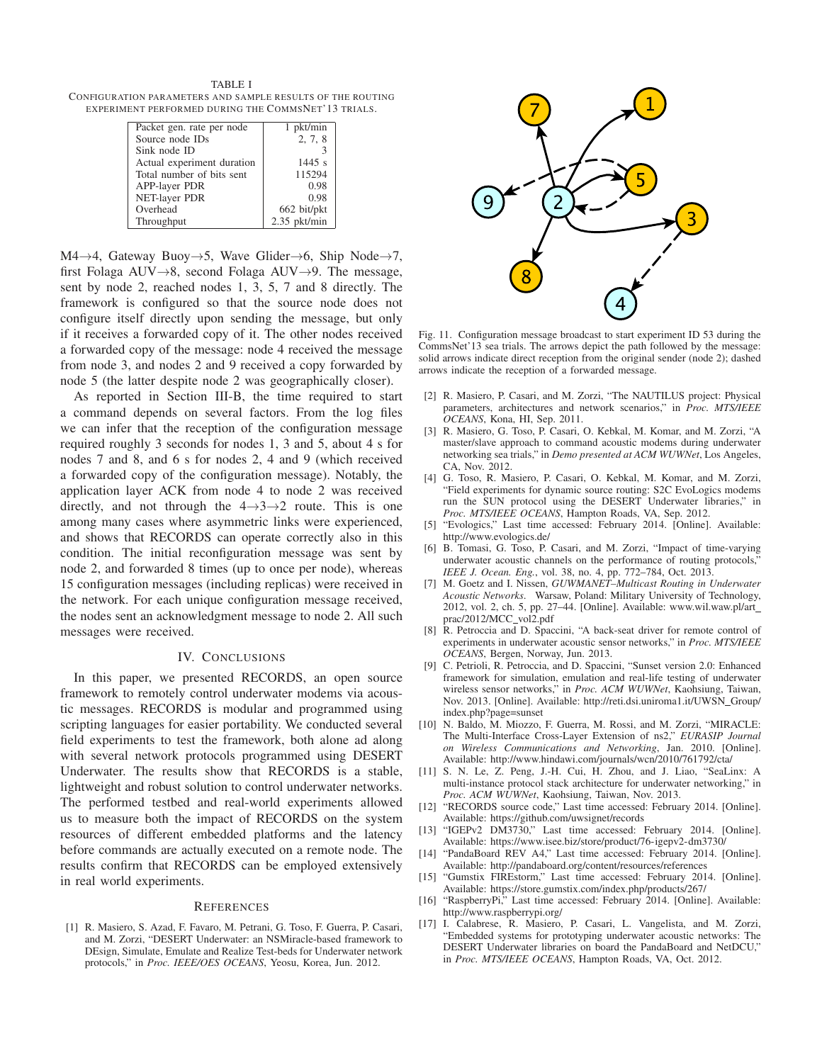TABLE I
CONFIGURATION PARAMETERS AND SAMPLE RESULTS OF THE ROUTING EXPERIMENT PERFORMED DURING THE COMMSNET'13 TRIALS.

| | |
|---|---|
| Packet gen. rate per node | 1 pkt/min |
| Source node IDs | 2, 7, 8 |
| Sink node ID | 3 |
| Actual experiment duration | 1445 s |
| Total number of bits sent | 115294 |
| APP-layer PDR | 0.98 |
| NET-layer PDR | 0.98 |
| Overhead | 662 bit/pkt |
| Throughput | 2.35 pkt/min |

M4→4, Gateway Buoy→5, Wave Glider→6, Ship Node→7, first Folaga AUV→8, second Folaga AUV→9. The message, sent by node 2, reached nodes 1, 3, 5, 7 and 8 directly. The framework is configured so that the source node does not configure itself directly upon sending the message, but only if it receives a forwarded copy of it. The other nodes received a forwarded copy of the message: node 4 received the message from node 3, and nodes 2 and 9 received a copy forwarded by node 5 (the latter despite node 2 was geographically closer).

As reported in Section III-B, the time required to start a command depends on several factors. From the log files we can infer that the reception of the configuration message required roughly 3 seconds for nodes 1, 3 and 5, about 4 s for nodes 7 and 8, and 6 s for nodes 2, 4 and 9 (which received a forwarded copy of the configuration message). Notably, the application layer ACK from node 4 to node 2 was received directly, and not through the 4→3→2 route. This is one among many cases where asymmetric links were experienced, and shows that RECORDS can operate correctly also in this condition. The initial reconfiguration message was sent by node 2, and forwarded 8 times (up to once per node), whereas 15 configuration messages (including replicas) were received in the network. For each unique configuration message received, the nodes sent an acknowledgment message to node 2. All such messages were received.

7
1
5
9
2
3
8
4

Fig. 11. Configuration message broadcast to start experiment ID 53 during the CommsNet'13 sea trials. The arrows depict the path followed by the message: solid arrows indicate direct reception from the original sender (node 2); dashed arrows indicate the reception of a forwarded message.

## IV. CONCLUSIONS

In this paper, we presented RECORDS, an open source framework to remotely control underwater modems via acoustic messages. RECORDS is modular and programmed using scripting languages for easier portability. We conducted several field experiments to test the framework, both alone ad along with several network protocols programmed using DESERT Underwater. The results show that RECORDS is a stable, lightweight and robust solution to control underwater networks. The performed testbed and real-world experiments allowed us to measure both the impact of RECORDS on the system resources of different embedded platforms and the latency before commands are actually executed on a remote node. The results confirm that RECORDS can be employed extensively in real world experiments.

## REFERENCES

[1] R. Masiero, S. Azad, F. Favaro, M. Petrani, G. Toso, F. Guerra, P. Casari, and M. Zorzi, "DESERT Underwater: an NSMiracle-based framework to DEsign, Simulate, Emulate and Realize Test-beds for Underwater network protocols," in *Proc. IEEE/OES OCEANS*, Yeosu, Korea, Jun. 2012.

[2] R. Masiero, P. Casari, and M. Zorzi, "The NAUTILUS project: Physical parameters, architectures and network scenarios," in *Proc. MTS/IEEE OCEANS*, Kona, HI, Sep. 2011.

[3] R. Masiero, G. Toso, P. Casari, O. Kebkal, M. Komar, and M. Zorzi, "A master/slave approach to command acoustic modems during underwater networking sea trials," in *Demo presented at ACM WUWNet*, Los Angeles, CA, Nov. 2012.

[4] G. Toso, R. Masiero, P. Casari, O. Kebkal, M. Komar, and M. Zorzi, "Field experiments for dynamic source routing: S2C EvoLogics modems run the SUN protocol using the DESERT Underwater libraries," in *Proc. MTS/IEEE OCEANS*, Hampton Roads, VA, Sep. 2012.

[5] "Evologics," Last time accessed: February 2014. [Online]. Available: http://www.evologics.de/

[6] B. Tomasi, G. Toso, P. Casari, and M. Zorzi, "Impact of time-varying underwater acoustic channels on the performance of routing protocols," *IEEE J. Ocean. Eng.*, vol. 38, no. 4, pp. 772–784, Oct. 2013.

[7] M. Goetz and I. Nissen, *GUWMANET–Multicast Routing in Underwater Acoustic Networks*. Warsaw, Poland: Military University of Technology, 2012, vol. 2, ch. 5, pp. 27–44. [Online]. Available: www.wil.waw.pl/art_prac/2012/MCC_vol2.pdf

[8] R. Petroccia and D. Spaccini, "A back-seat driver for remote control of experiments in underwater acoustic sensor networks," in *Proc. MTS/IEEE OCEANS*, Bergen, Norway, Jun. 2013.

[9] C. Petrioli, R. Petroccia, and D. Spaccini, "Sunset version 2.0: Enhanced framework for simulation, emulation and real-life testing of underwater wireless sensor networks," in *Proc. ACM WUWNet*, Kaohsiung, Taiwan, Nov. 2013. [Online]. Available: http://reti.dsi.uniroma1.it/UWSN_Group/index.php?page=sunset

[10] N. Baldo, M. Miozzo, F. Guerra, M. Rossi, and M. Zorzi, "MIRACLE: The Multi-Interface Cross-Layer Extension of ns2," *EURASIP Journal on Wireless Communications and Networking*, Jan. 2010. [Online]. Available: http://www.hindawi.com/journals/wcn/2010/761792/cta/

[11] S. N. Le, Z. Peng, J.-H. Cui, H. Zhou, and J. Liao, "SeaLinx: A multi-instance protocol stack architecture for underwater networking," in *Proc. ACM WUWNet*, Kaohsiung, Taiwan, Nov. 2013.

[12] "RECORDS source code," Last time accessed: February 2014. [Online]. Available: https://github.com/uwsignet/records

[13] "IGEPv2 DM3730," Last time accessed: February 2014. [Online]. Available: https://www.isee.biz/store/product/76-igepv2-dm3730/

[14] "PandaBoard REV A4," Last time accessed: February 2014. [Online]. Available: http://pandaboard.org/content/resources/references

[15] "Gumstix FIREstorm," Last time accessed: February 2014. [Online]. Available: https://store.gumstix.com/index.php/products/267/

[16] "RaspberryPi," Last time accessed: February 2014. [Online]. Available: http://www.raspberrypi.org/

[17] I. Calabrese, R. Masiero, P. Casari, L. Vangelista, and M. Zorzi, "Embedded systems for prototyping underwater acoustic networks: The DESERT Underwater libraries on board the PandaBoard and NetDCU," in *Proc. MTS/IEEE OCEANS*, Hampton Roads, VA, Oct. 2012.